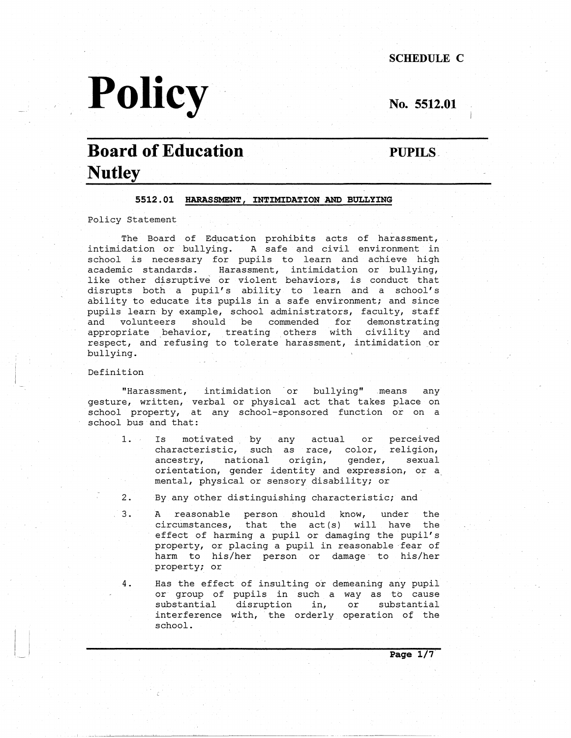SCHEDULE C

# Policy

**No. 5512.01**

## Board of Education Nutley

**PUPILS**

### 5512.01 HARASSMENT, INTIMIDATION AND BULLYING

Policy Statement

The Board of Education prohibits acts of harassment, intimidation or bullying. A safe and civil environment in school is necessary for pupils to learn and achieve high academic standards. Harassment, intimidation or bullying, like other disruptive or violent behaviors, is conduct that disrupts both a pupil's ability to learn and a school's ability to educate its pupils in a safe environment; and since pupils learn by example, school administrators, faculty, staff and volunteers should be commended for demonstrating appropriate behavior, treating others with civility and respect, and refusing to tolerate harassment, intimidation or bullying.

Definition

"Harassment, intimidation or bullying" means any gesture, written, verbal or physical act that takes place on school property, at any school-sponsored function or on a school bus and that:

1. Is motivated by any actual or perceived characteristic, such as race, color, religion, ancestry, national origin, gender, sexual orientation, gender identity and expression, or a mental, physical or sensory disability; or
2. By any other distinguishing characteristic; and
3. A reasonable person should know, under the circumstances, that the act(s) will have the effect of harming a pupil or damaging the pupil's property, or placing a pupil in reasonable fear of harm to his/her person or damage to his/her property; or
4. Has the effect of insulting or demeaning any pupil or group of pupils in such a way as to cause substantial disruption in, or substantial interference with, the orderly operation of the school.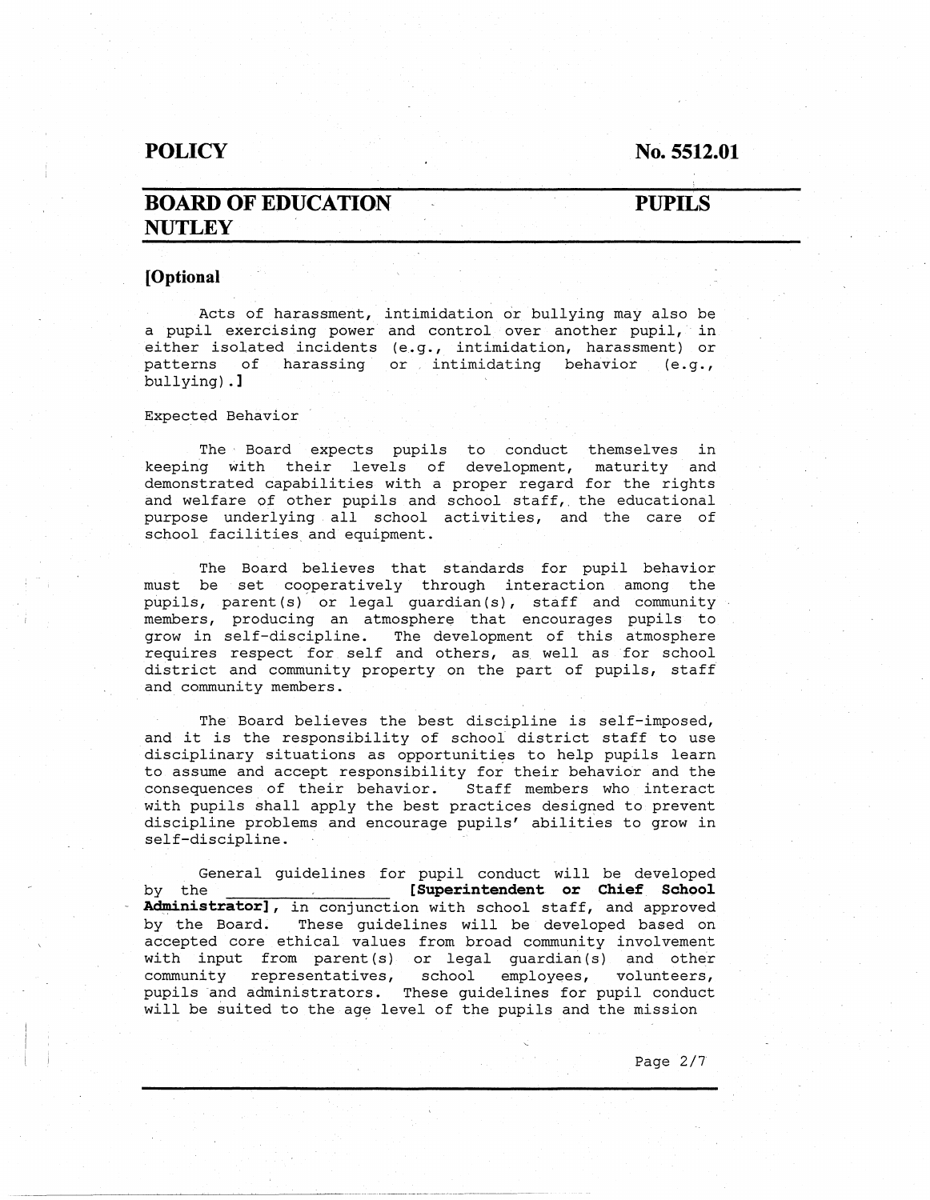**[Optional**

Acts of harassment, intimidation or bullying may also be a pupil exercising power and control over another pupil, in either isolated incidents (e.g., intimidation, harassment) or patterns of harassing or intimidating behavior (e.g., bullying).**]**

Expected Behavior

The Board expects pupils to conduct themselves in keeping with their levels of development, maturity and demonstrated capabilities with a proper regard for the rights and welfare of other pupils and school staff, the educational purpose underlying all school activities, and the care of school facilities and equipment.

The Board believes that standards for pupil behavior must be set cooperatively through interaction among the pupils, parent(s) or legal guardian(s), staff and community members, producing an atmosphere that encourages pupils to grow in self-discipline. The development of this atmosphere requires respect for self and others, as well as for school district and community property on the part of pupils, staff and community members.

The Board believes the best discipline is self-imposed, and it is the responsibility of school district staff to use disciplinary situations as opportunities to help pupils learn to assume and accept responsibility for their behavior and the consequences of their behavior. Staff members who interact with pupils shall apply the best practices designed to prevent discipline problems and encourage pupils' abilities to grow in self-discipline.

General guidelines for pupil conduct will be developed by the __________________ **[Superintendent or Chief School Administrator]**, in conjunction with school staff, and approved by the Board. These guidelines will be developed based on accepted core ethical values from broad community involvement with input from parent(s) or legal guardian(s) and other community representatives, school employees, volunteers, pupils and administrators. These guidelines for pupil conduct will be suited to the age level of the pupils and the mission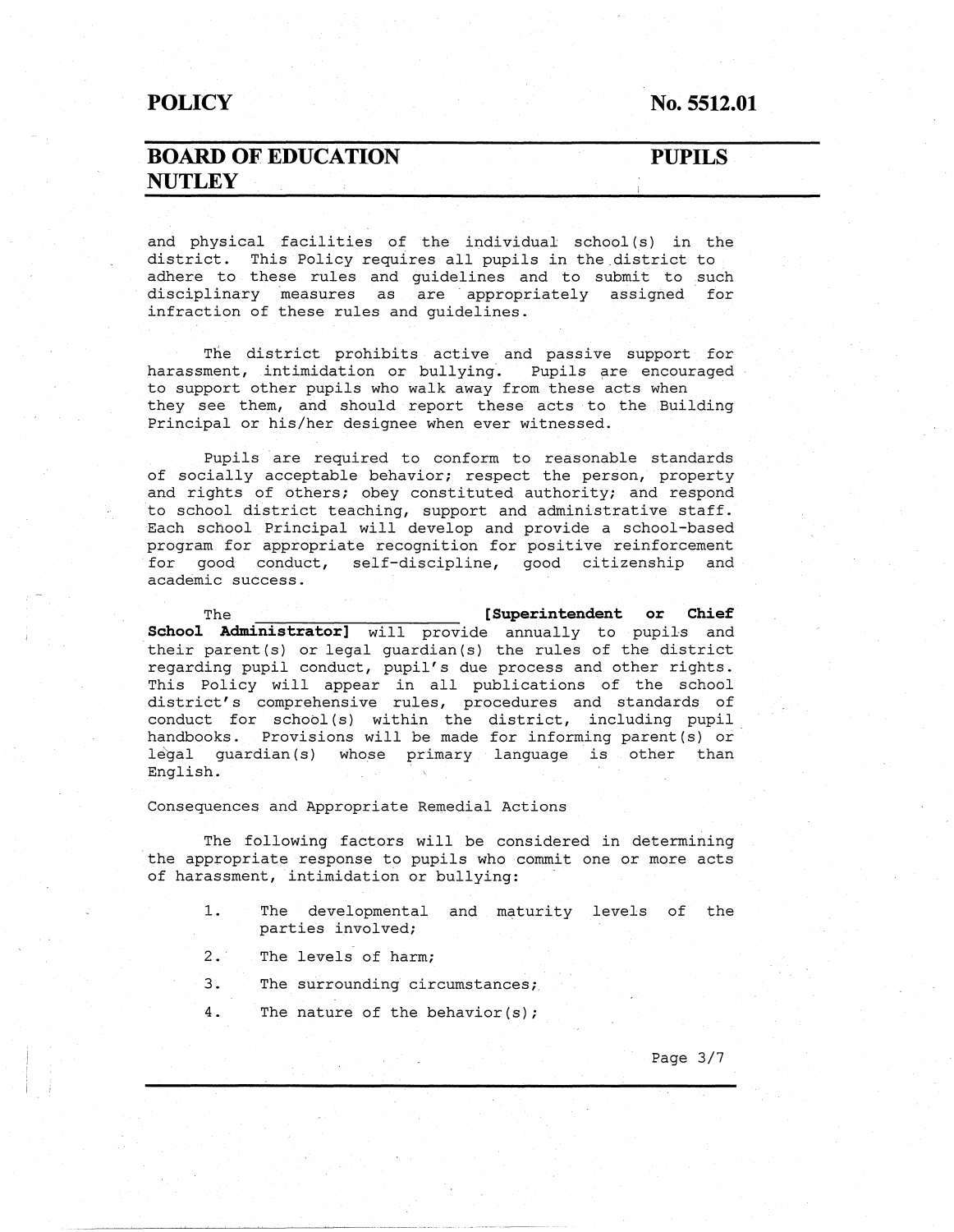and physical facilities of the individual school(s) in the district. This Policy requires all pupils in the district to adhere to these rules and guidelines and to submit to such disciplinary measures as are appropriately assigned for infraction of these rules and guidelines.

The district prohibits active and passive support for harassment, intimidation or bullying. Pupils are encouraged to support other pupils who walk away from these acts when they see them, and should report these acts to the Building Principal or his/her designee when ever witnessed.

Pupils are required to conform to reasonable standards of socially acceptable behavior; respect the person, property and rights of others; obey constituted authority; and respond to school district teaching, support and administrative staff. Each school Principal will develop and provide a school-based program for appropriate recognition for positive reinforcement for good conduct, self-discipline, good citizenship and academic success.

The ____________________ **[Superintendent or Chief School Administrator]** will provide annually to pupils and their parent(s) or legal guardian(s) the rules of the district regarding pupil conduct, pupil's due process and other rights. This Policy will appear in all publications of the school district's comprehensive rules, procedures and standards of conduct for school(s) within the district, including pupil handbooks. Provisions will be made for informing parent(s) or legal guardian(s) whose primary language is other than English.

Consequences and Appropriate Remedial Actions

The following factors will be considered in determining the appropriate response to pupils who commit one or more acts of harassment, intimidation or bullying:

1. The developmental and maturity levels of the parties involved;
2. The levels of harm;
3. The surrounding circumstances;
4. The nature of the behavior(s);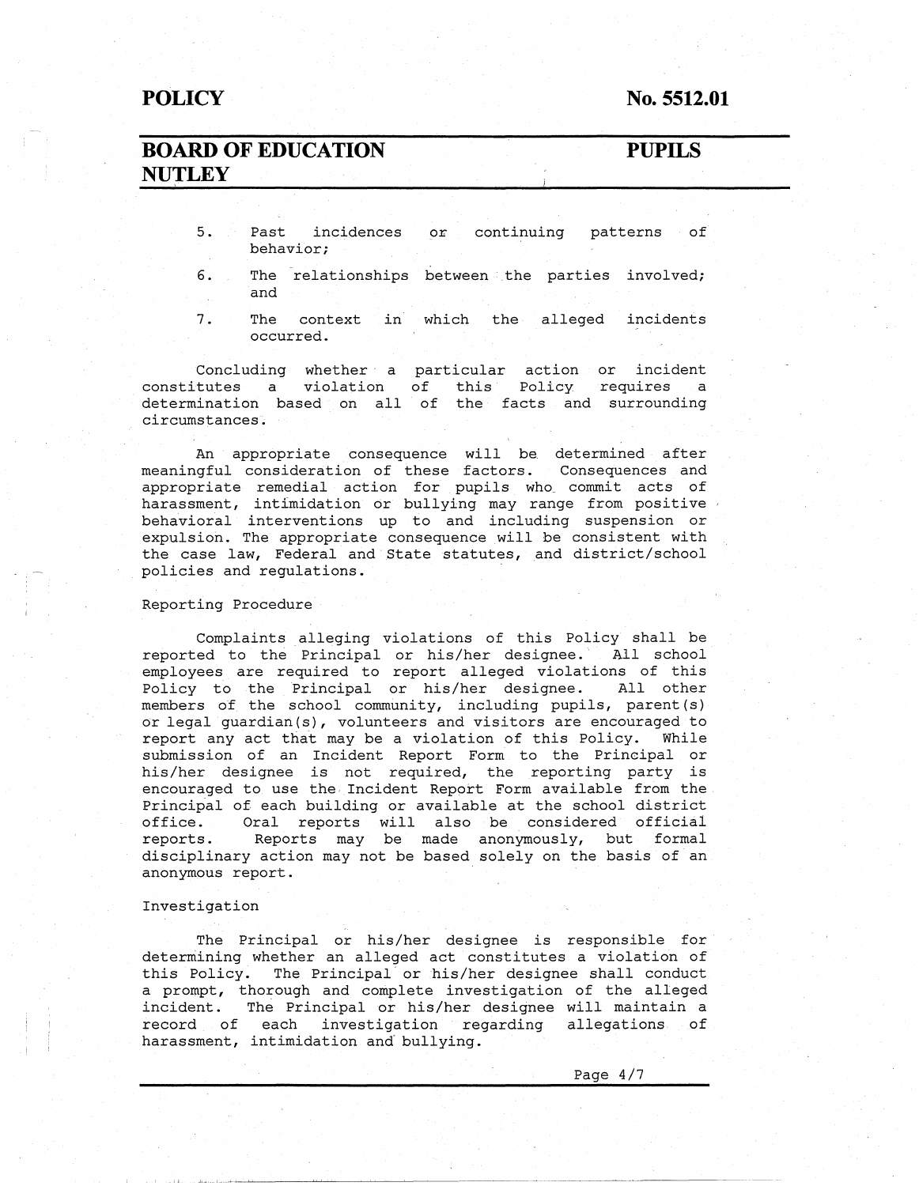5. Past incidences or continuing patterns of behavior;
6. The relationships between the parties involved; and
7. The context in which the alleged incidents occurred.

Concluding whether a particular action or incident constitutes a violation of this Policy requires a determination based on all of the facts and surrounding circumstances.

An appropriate consequence will be determined after meaningful consideration of these factors. Consequences and appropriate remedial action for pupils who commit acts of harassment, intimidation or bullying may range from positive behavioral interventions up to and including suspension or expulsion. The appropriate consequence will be consistent with the case law, Federal and State statutes, and district/school policies and regulations.

Reporting Procedure

Complaints alleging violations of this Policy shall be reported to the Principal or his/her designee. All school employees are required to report alleged violations of this Policy to the Principal or his/her designee. All other members of the school community, including pupils, parent(s) or legal guardian(s), volunteers and visitors are encouraged to report any act that may be a violation of this Policy. While submission of an Incident Report Form to the Principal or his/her designee is not required, the reporting party is encouraged to use the Incident Report Form available from the Principal of each building or available at the school district office. Oral reports will also be considered official reports. Reports may be made anonymously, but formal disciplinary action may not be based solely on the basis of an anonymous report.

Investigation

The Principal or his/her designee is responsible for determining whether an alleged act constitutes a violation of this Policy. The Principal or his/her designee shall conduct a prompt, thorough and complete investigation of the alleged incident. The Principal or his/her designee will maintain a record of each investigation regarding allegations of harassment, intimidation and bullying.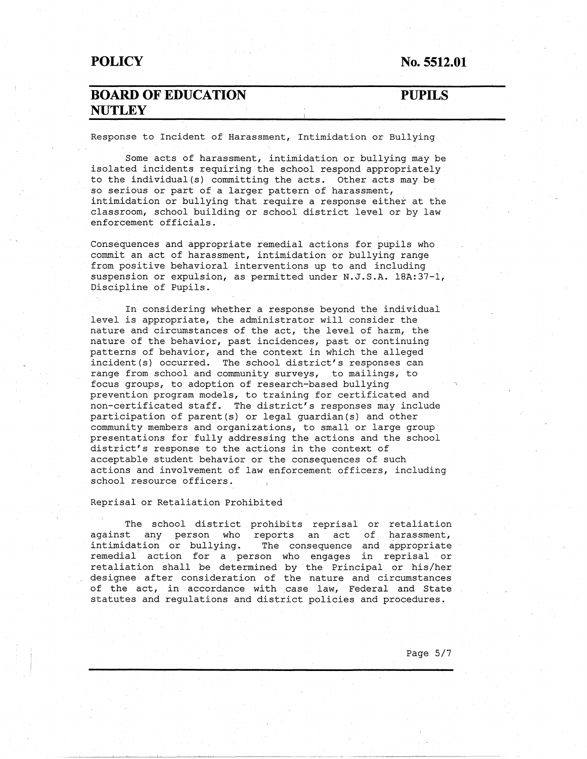Response to Incident of Harassment, Intimidation or Bullying

Some acts of harassment, intimidation or bullying may be isolated incidents requiring the school respond appropriately to the individual(s) committing the acts. Other acts may be so serious or part of a larger pattern of harassment, intimidation or bullying that require a response either at the classroom, school building or school district level or by law enforcement officials.

Consequences and appropriate remedial actions for pupils who commit an act of harassment, intimidation or bullying range from positive behavioral interventions up to and including suspension or expulsion, as permitted under N.J.S.A. 18A:37-1, Discipline of Pupils.

In considering whether a response beyond the individual level is appropriate, the administrator will consider the nature and circumstances of the act, the level of harm, the nature of the behavior, past incidences, past or continuing patterns of behavior, and the context in which the alleged incident(s) occurred. The school district's responses can range from school and community surveys, to mailings, to focus groups, to adoption of research-based bullying prevention program models, to training for certificated and non-certificated staff. The district's responses may include participation of parent(s) or legal guardian(s) and other community members and organizations, to small or large group presentations for fully addressing the actions and the school district's response to the actions in the context of acceptable student behavior or the consequences of such actions and involvement of law enforcement officers, including school resource officers.

Reprisal or Retaliation Prohibited

The school district prohibits reprisal or retaliation against any person who reports an act of harassment, intimidation or bullying. The consequence and appropriate remedial action for a person who engages in reprisal or retaliation shall be determined by the Principal or his/her designee after consideration of the nature and circumstances of the act, in accordance with case law, Federal and State statutes and regulations and district policies and procedures.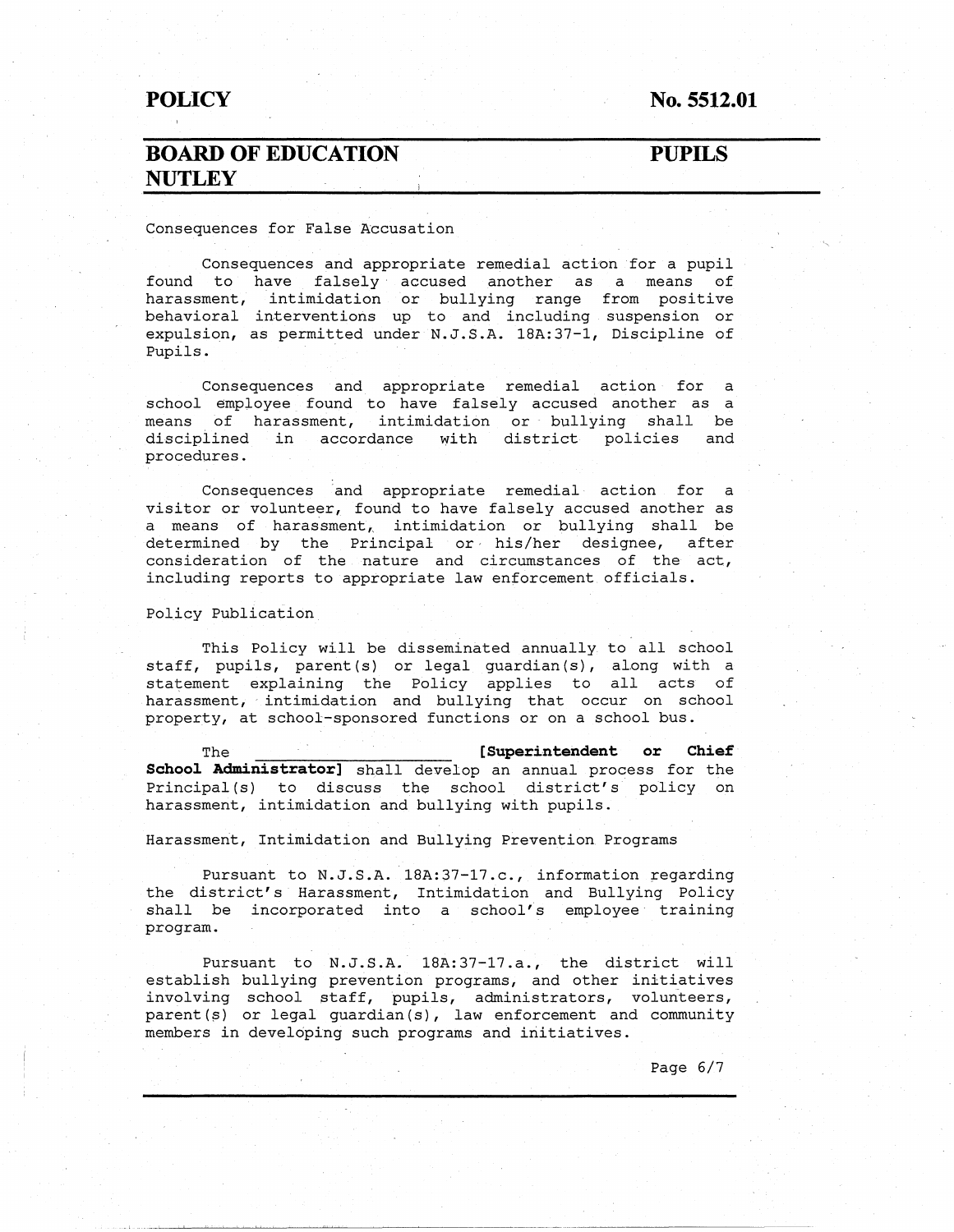Consequences for False Accusation

Consequences and appropriate remedial action for a pupil found to have falsely accused another as a means of harassment, intimidation or bullying range from positive behavioral interventions up to and including suspension or expulsion, as permitted under N.J.S.A. 18A:37-1, Discipline of Pupils.

Consequences and appropriate remedial action for a school employee found to have falsely accused another as a means of harassment, intimidation or bullying shall be disciplined in accordance with district policies and procedures.

Consequences and appropriate remedial action for a visitor or volunteer, found to have falsely accused another as a means of harassment, intimidation or bullying shall be determined by the Principal or his/her designee, after consideration of the nature and circumstances of the act, including reports to appropriate law enforcement officials.

Policy Publication

This Policy will be disseminated annually to all school staff, pupils, parent(s) or legal guardian(s), along with a statement explaining the Policy applies to all acts of harassment, intimidation and bullying that occur on school property, at school-sponsored functions or on a school bus.

The ____________________ **[Superintendent or Chief School Administrator]** shall develop an annual process for the Principal(s) to discuss the school district's policy on harassment, intimidation and bullying with pupils.

Harassment, Intimidation and Bullying Prevention Programs

Pursuant to N.J.S.A. 18A:37-17.c., information regarding the district's Harassment, Intimidation and Bullying Policy shall be incorporated into a school's employee training program.

Pursuant to N.J.S.A. 18A:37-17.a., the district will establish bullying prevention programs, and other initiatives involving school staff, pupils, administrators, volunteers, parent(s) or legal guardian(s), law enforcement and community members in developing such programs and initiatives.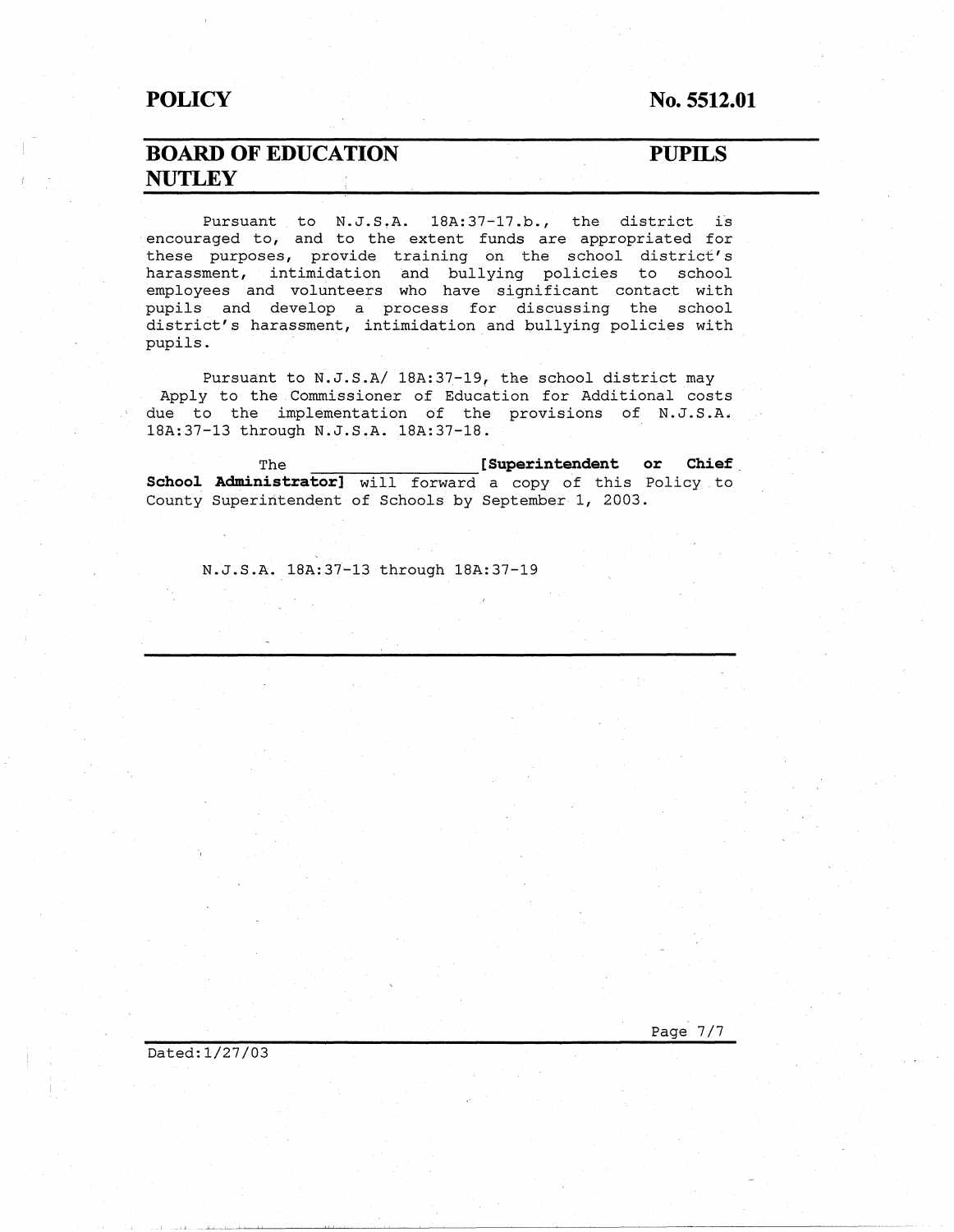Pursuant to N.J.S.A. 18A:37-17.b., the district is encouraged to, and to the extent funds are appropriated for these purposes, provide training on the school district's harassment, intimidation and bullying policies to school employees and volunteers who have significant contact with pupils and develop a process for discussing the school district's harassment, intimidation and bullying policies with pupils.

Pursuant to N.J.S.A/ 18A:37-19, the school district may Apply to the Commissioner of Education for Additional costs due to the implementation of the provisions of N.J.S.A. 18A:37-13 through N.J.S.A. 18A:37-18.

The ________________ **[Superintendent or Chief School Administrator]** will forward a copy of this Policy to County Superintendent of Schools by September 1, 2003.

N.J.S.A. 18A:37-13 through 18A:37-19

Dated:1/27/03